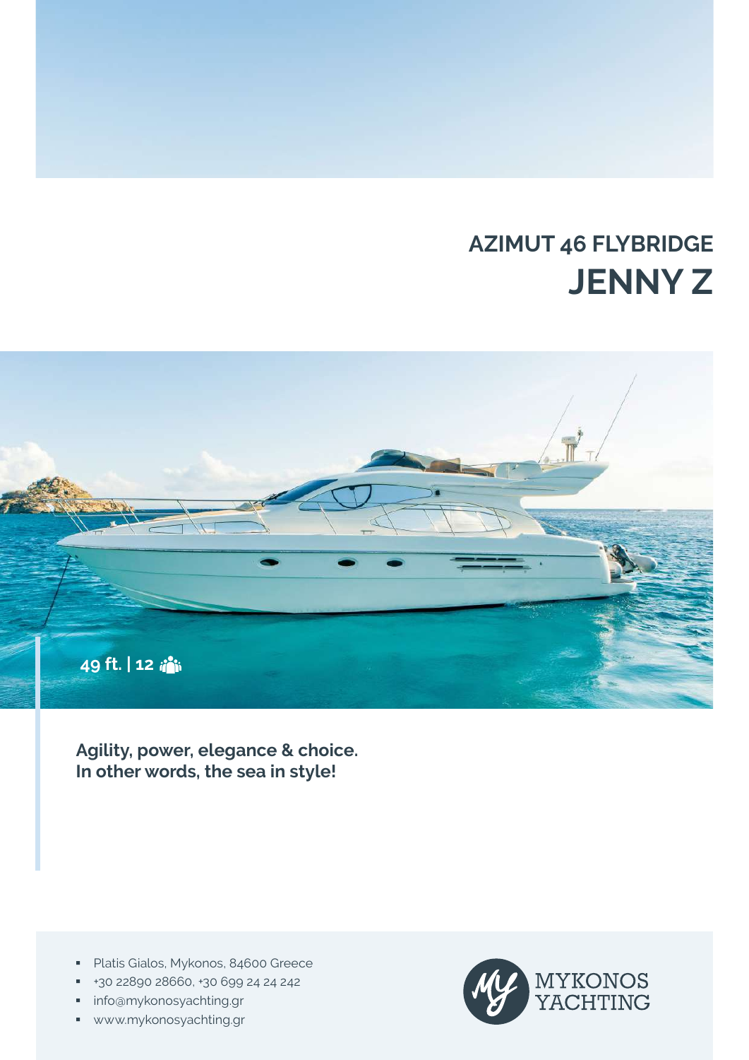# AZIMUT 46 FLYBRIDGE
# JENNY Z

49 ft. | 12

**Agility, power, elegance & choice.**
**In other words, the sea in style!**

- Platis Gialos, Mykonos, 84600 Greece
- +30 22890 28660, +30 699 24 24 242
- info@mykonosyachting.gr
- www.mykonosyachting.gr

MYKONOS YACHTING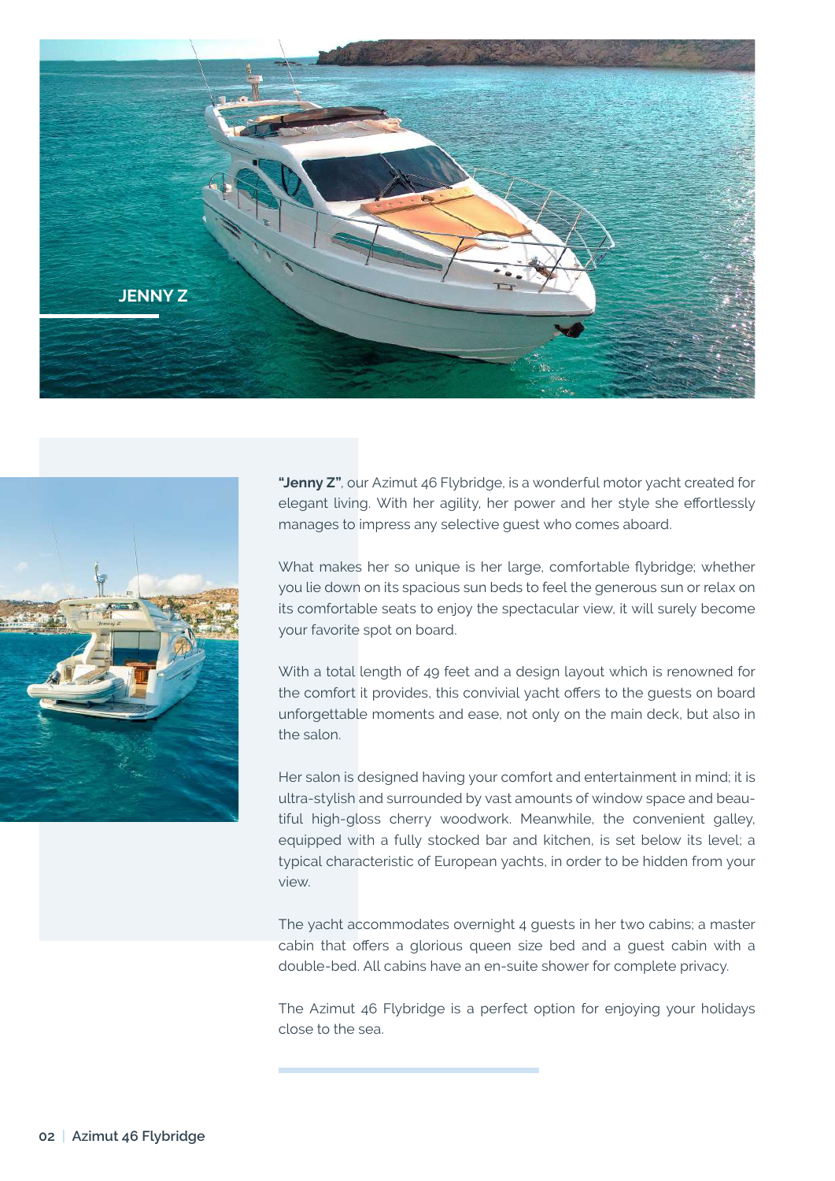## JENNY Z

**"Jenny Z"**, our Azimut 46 Flybridge, is a wonderful motor yacht created for elegant living. With her agility, her power and her style she effortlessly manages to impress any selective guest who comes aboard.

What makes her so unique is her large, comfortable flybridge; whether you lie down on its spacious sun beds to feel the generous sun or relax on its comfortable seats to enjoy the spectacular view, it will surely become your favorite spot on board.

With a total length of 49 feet and a design layout which is renowned for the comfort it provides, this convivial yacht offers to the guests on board unforgettable moments and ease, not only on the main deck, but also in the salon.

Her salon is designed having your comfort and entertainment in mind; it is ultra-stylish and surrounded by vast amounts of window space and beautiful high-gloss cherry woodwork. Meanwhile, the convenient galley, equipped with a fully stocked bar and kitchen, is set below its level; a typical characteristic of European yachts, in order to be hidden from your view.

The yacht accommodates overnight 4 guests in her two cabins; a master cabin that offers a glorious queen size bed and a guest cabin with a double-bed. All cabins have an en-suite shower for complete privacy.

The Azimut 46 Flybridge is a perfect option for enjoying your holidays close to the sea.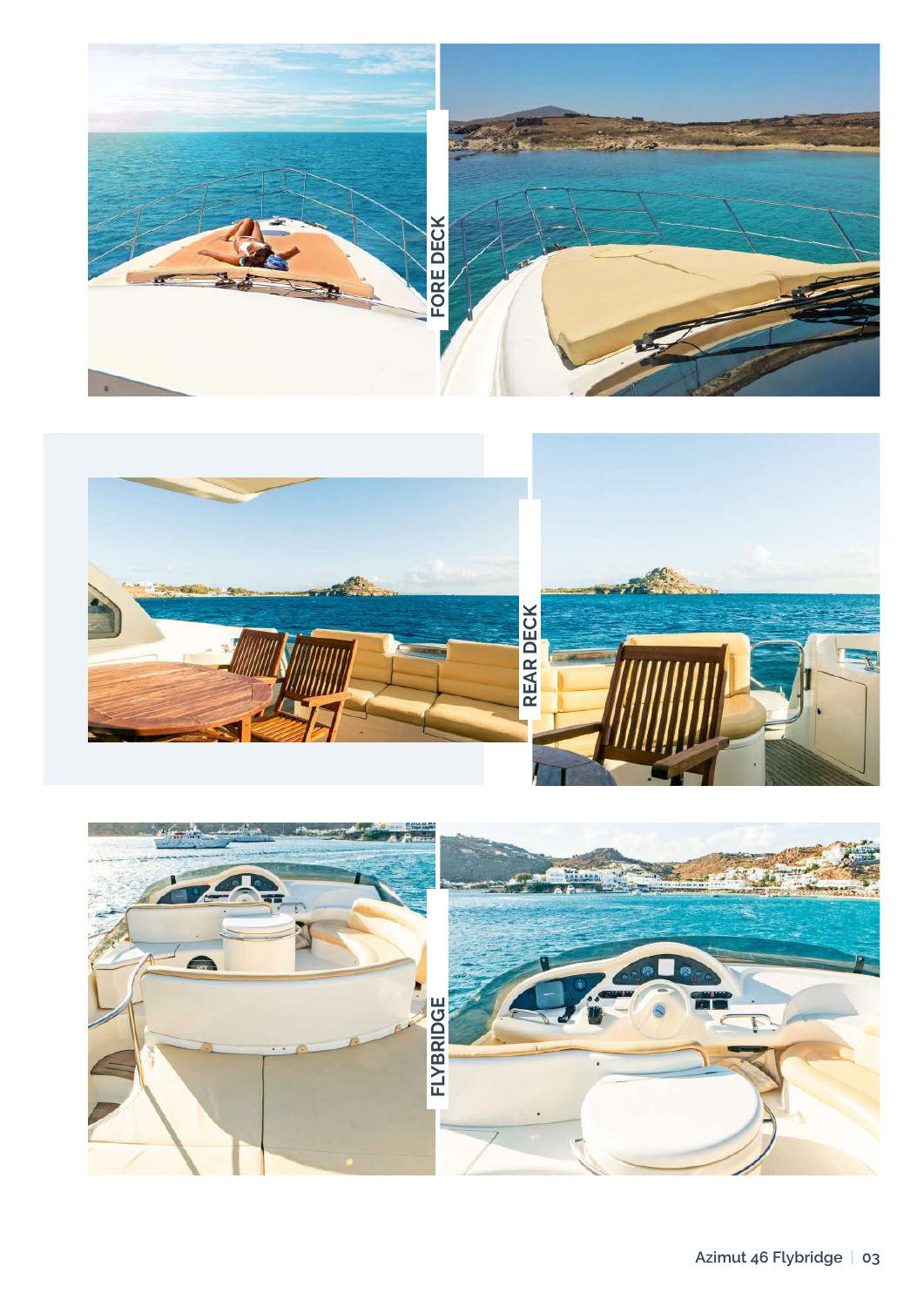FORE DECK

REAR DECK

FLYBRIDGE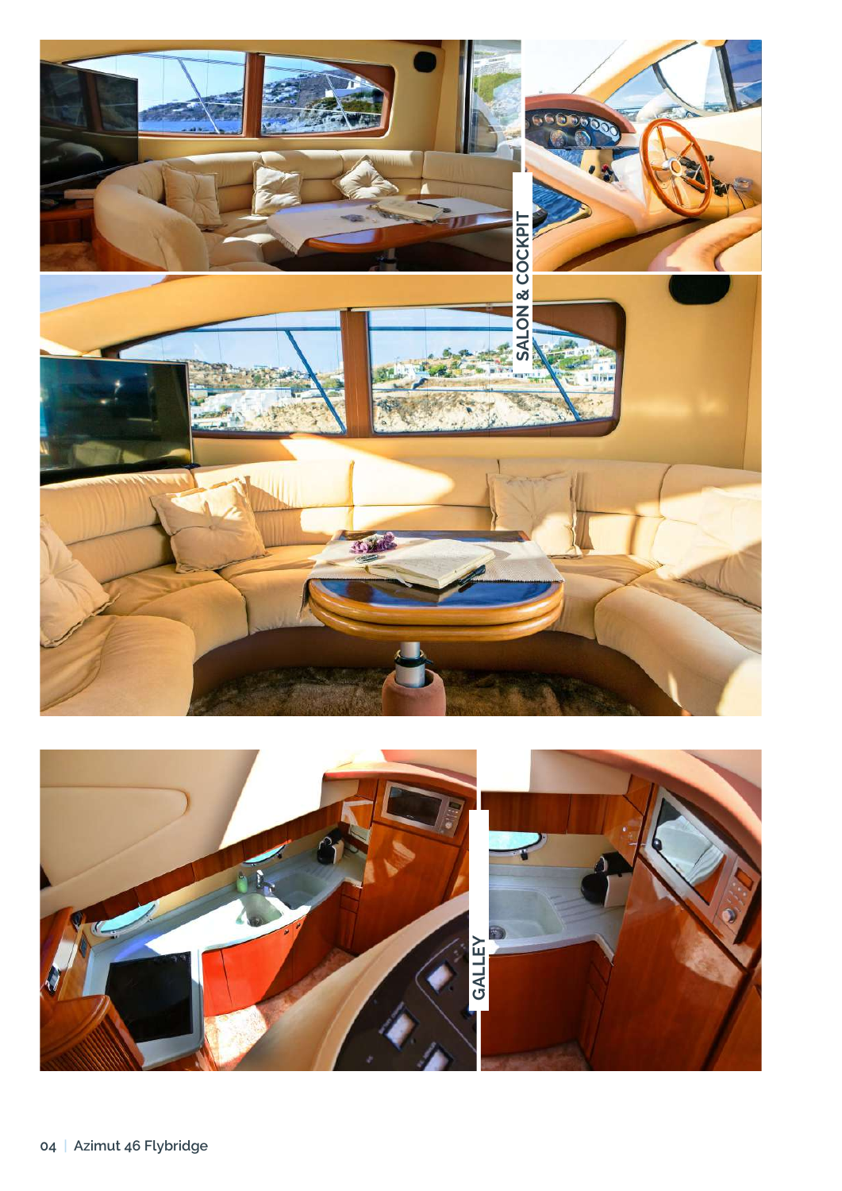SALON & COCKPIT

GALLEY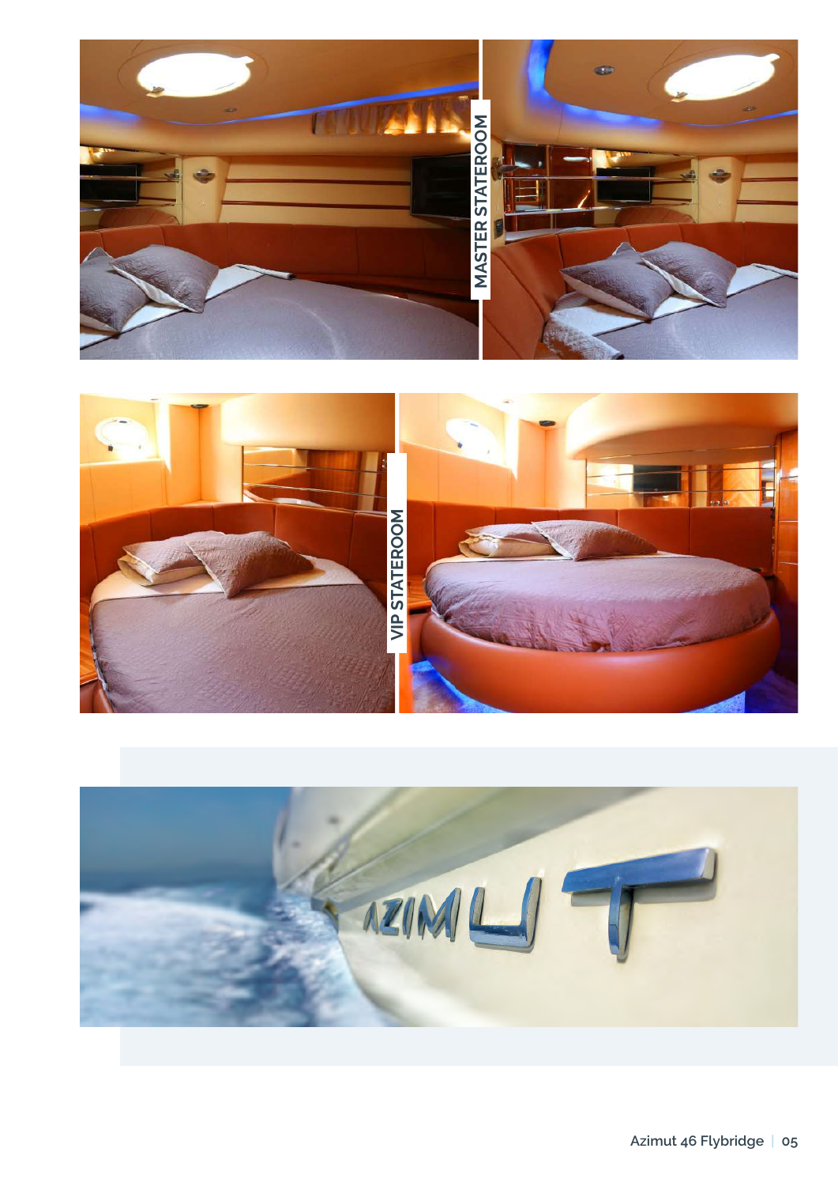MASTER STATEROOM

VIP STATEROOM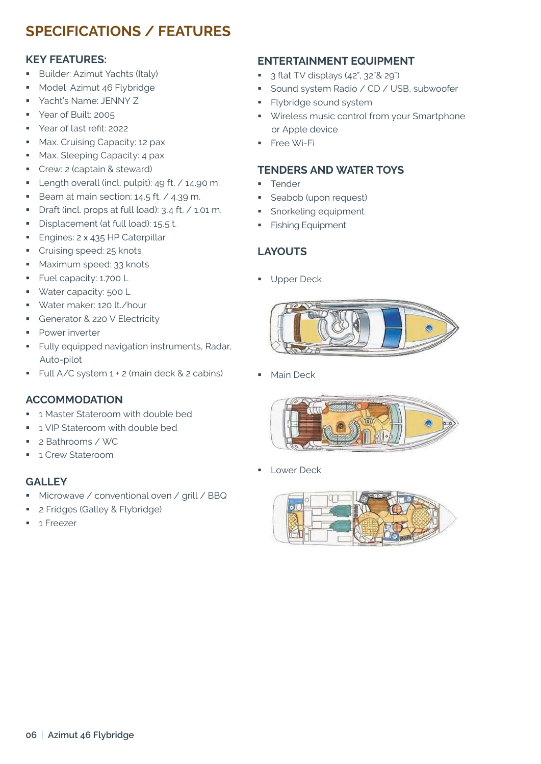# SPECIFICATIONS / FEATURES

## KEY FEATURES:

- Builder: Azimut Yachts (Italy)
- Model: Azimut 46 Flybridge
- Yacht's Name: JENNY Z
- Year of Built: 2005
- Year of last refit: 2022
- Max. Cruising Capacity: 12 pax
- Max. Sleeping Capacity: 4 pax
- Crew: 2 (captain & steward)
- Length overall (incl. pulpit): 49 ft. / 14.90 m.
- Beam at main section: 14.5 ft. / 4.39 m.
- Draft (incl. props at full load): 3.4 ft. / 1.01 m.
- Displacement (at full load): 15.5 t.
- Engines: 2 x 435 HP Caterpillar
- Cruising speed: 25 knots
- Maximum speed: 33 knots
- Fuel capacity: 1.700 L
- Water capacity: 500 L
- Water maker: 120 lt./hour
- Generator & 220 V Electricity
- Power inverter
- Fully equipped navigation instruments, Radar, Auto-pilot
- Full A/C system 1 + 2 (main deck & 2 cabins)

## ACCOMMODATION

- 1 Master Stateroom with double bed
- 1 VIP Stateroom with double bed
- 2 Bathrooms / WC
- 1 Crew Stateroom

## GALLEY

- Microwave / conventional oven / grill / BBQ
- 2 Fridges (Galley & Flybridge)
- 1 Freezer

## ENTERTAINMENT EQUIPMENT

- 3 flat TV displays (42", 32"& 29")
- Sound system Radio / CD / USB, subwoofer
- Flybridge sound system
- Wireless music control from your Smartphone or Apple device
- Free Wi-Fi

## TENDERS AND WATER TOYS

- Tender
- Seabob (upon request)
- Snorkeling equipment
- Fishing Equipment

## LAYOUTS

- Upper Deck
- Main Deck
- Lower Deck